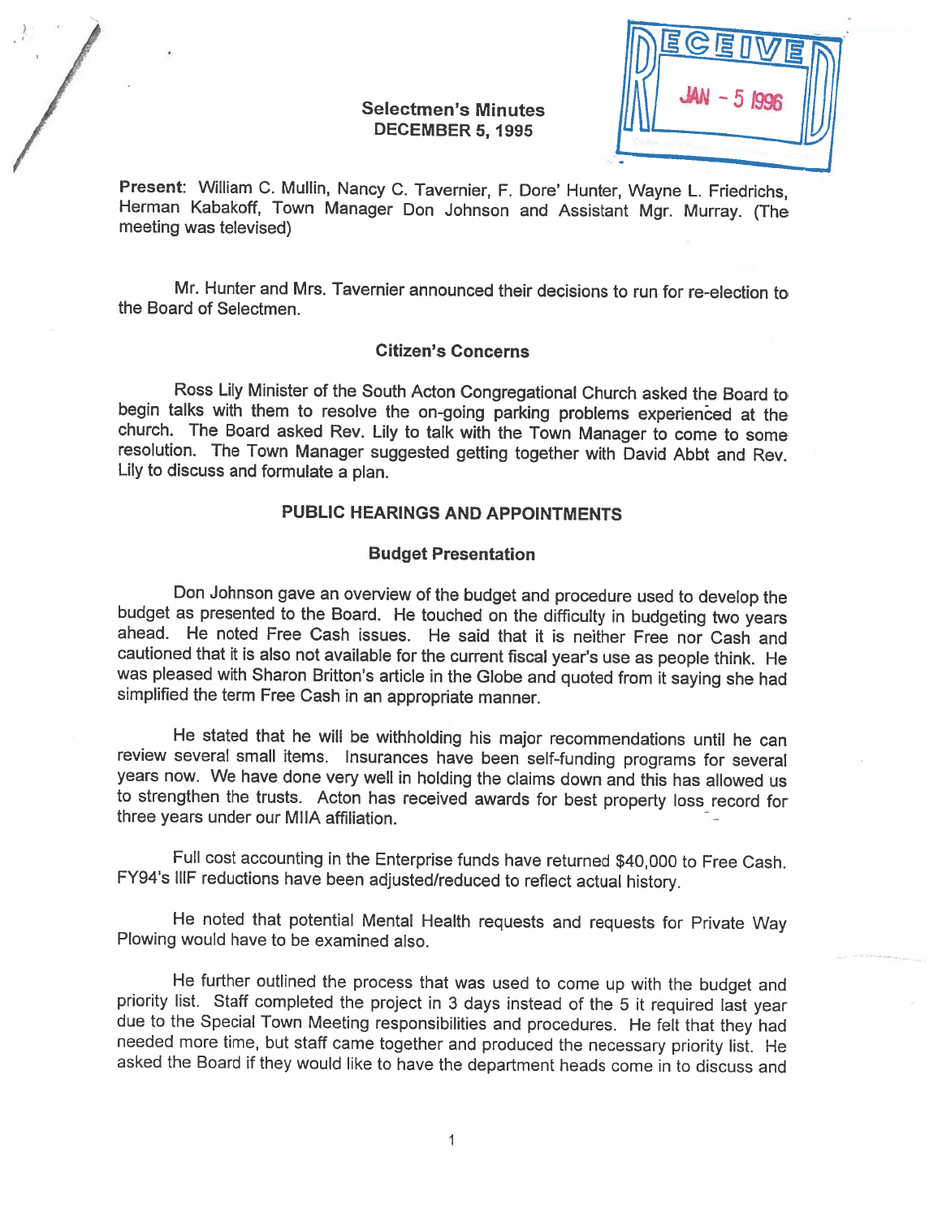# Selectmen's Minutes
## DECEMBER 5, 1995

RECEIVED JAN - 5 1996

**Present**: William C. Mullin, Nancy C. Tavernier, F. Dore' Hunter, Wayne L. Friedrichs, Herman Kabakoff, Town Manager Don Johnson and Assistant Mgr. Murray. (The meeting was televised)

Mr. Hunter and Mrs. Tavernier announced their decisions to run for re-election to the Board of Selectmen.

### Citizen's Concerns

Ross Lily Minister of the South Acton Congregational Church asked the Board to begin talks with them to resolve the on-going parking problems experienced at the church. The Board asked Rev. Lily to talk with the Town Manager to come to some resolution. The Town Manager suggested getting together with David Abbt and Rev. Lily to discuss and formulate a plan.

### PUBLIC HEARINGS AND APPOINTMENTS

### Budget Presentation

Don Johnson gave an overview of the budget and procedure used to develop the budget as presented to the Board. He touched on the difficulty in budgeting two years ahead. He noted Free Cash issues. He said that it is neither Free nor Cash and cautioned that it is also not available for the current fiscal year's use as people think. He was pleased with Sharon Britton's article in the Globe and quoted from it saying she had simplified the term Free Cash in an appropriate manner.

He stated that he will be withholding his major recommendations until he can review several small items. Insurances have been self-funding programs for several years now. We have done very well in holding the claims down and this has allowed us to strengthen the trusts. Acton has received awards for best property loss record for three years under our MIIA affiliation.

Full cost accounting in the Enterprise funds have returned $40,000 to Free Cash. FY94's IIIF reductions have been adjusted/reduced to reflect actual history.

He noted that potential Mental Health requests and requests for Private Way Plowing would have to be examined also.

He further outlined the process that was used to come up with the budget and priority list. Staff completed the project in 3 days instead of the 5 it required last year due to the Special Town Meeting responsibilities and procedures. He felt that they had needed more time, but staff came together and produced the necessary priority list. He asked the Board if they would like to have the department heads come in to discuss and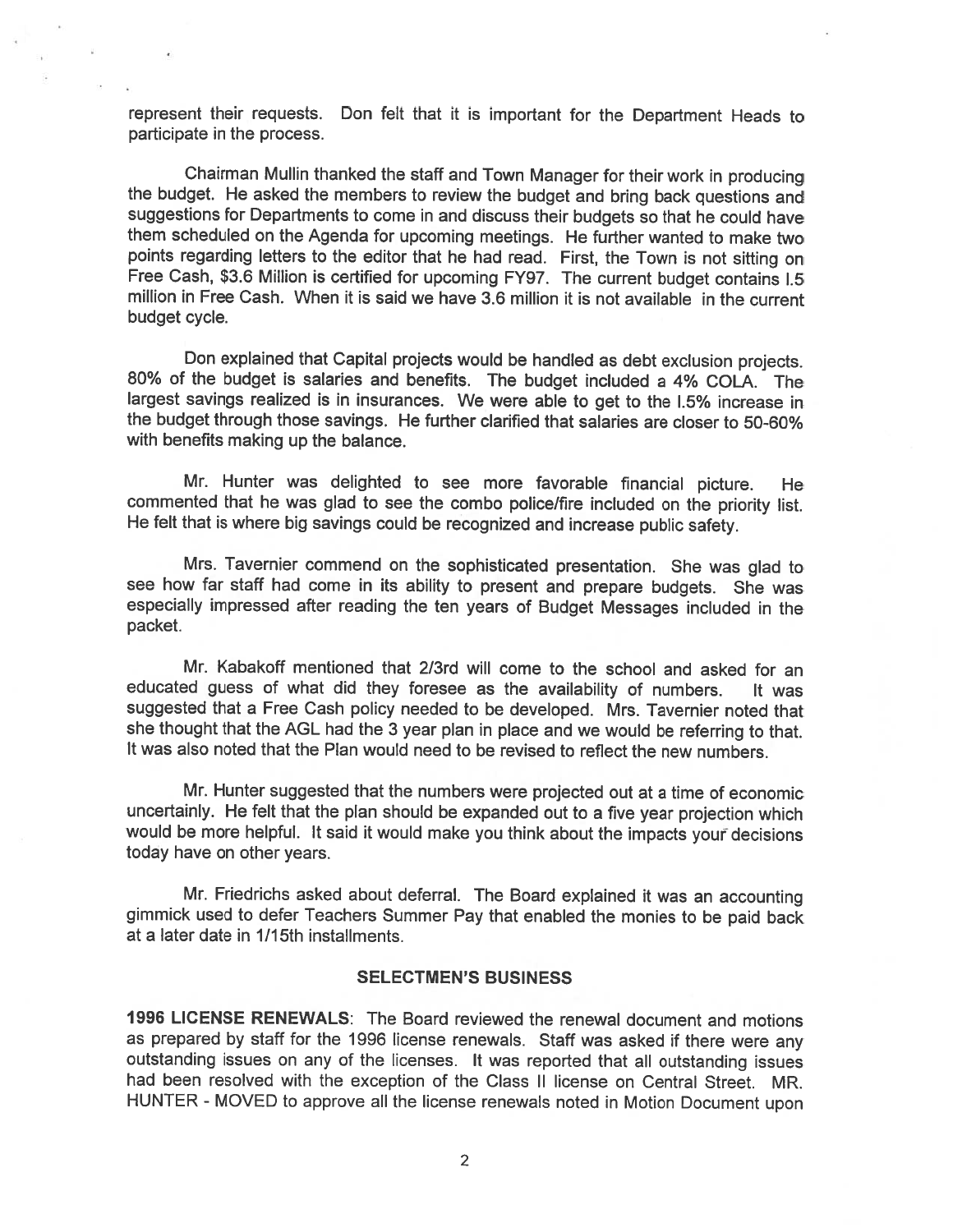represent their requests. Don felt that it is important for the Department Heads to participate in the process.

Chairman Mullin thanked the staff and Town Manager for their work in producing the budget. He asked the members to review the budget and bring back questions and suggestions for Departments to come in and discuss their budgets so that he could have them scheduled on the Agenda for upcoming meetings. He further wanted to make two points regarding letters to the editor that he had read. First, the Town is not sitting on Free Cash, $3.6 Million is certified for upcoming FY97. The current budget contains l.5 million in Free Cash. When it is said we have 3.6 million it is not available in the current budget cycle.

Don explained that Capital projects would be handled as debt exclusion projects. 80% of the budget is salaries and benefits. The budget included a 4% COLA. The largest savings realized is in insurances. We were able to get to the l.5% increase in the budget through those savings. He further clarified that salaries are closer to 50-60% with benefits making up the balance.

Mr. Hunter was delighted to see more favorable financial picture. He commented that he was glad to see the combo police/fire included on the priority list. He felt that is where big savings could be recognized and increase public safety.

Mrs. Tavernier commend on the sophisticated presentation. She was glad to see how far staff had come in its ability to present and prepare budgets. She was especially impressed after reading the ten years of Budget Messages included in the packet.

Mr. Kabakoff mentioned that 2/3rd will come to the school and asked for an educated guess of what did they foresee as the availability of numbers. It was suggested that a Free Cash policy needed to be developed. Mrs. Tavernier noted that she thought that the AGL had the 3 year plan in place and we would be referring to that. It was also noted that the Plan would need to be revised to reflect the new numbers.

Mr. Hunter suggested that the numbers were projected out at a time of economic uncertainly. He felt that the plan should be expanded out to a five year projection which would be more helpful. It said it would make you think about the impacts your decisions today have on other years.

Mr. Friedrichs asked about deferral. The Board explained it was an accounting gimmick used to defer Teachers Summer Pay that enabled the monies to be paid back at a later date in 1/15th installments.

## SELECTMEN'S BUSINESS

**1996 LICENSE RENEWALS**: The Board reviewed the renewal document and motions as prepared by staff for the 1996 license renewals. Staff was asked if there were any outstanding issues on any of the licenses. It was reported that all outstanding issues had been resolved with the exception of the Class II license on Central Street. MR. HUNTER - MOVED to approve all the license renewals noted in Motion Document upon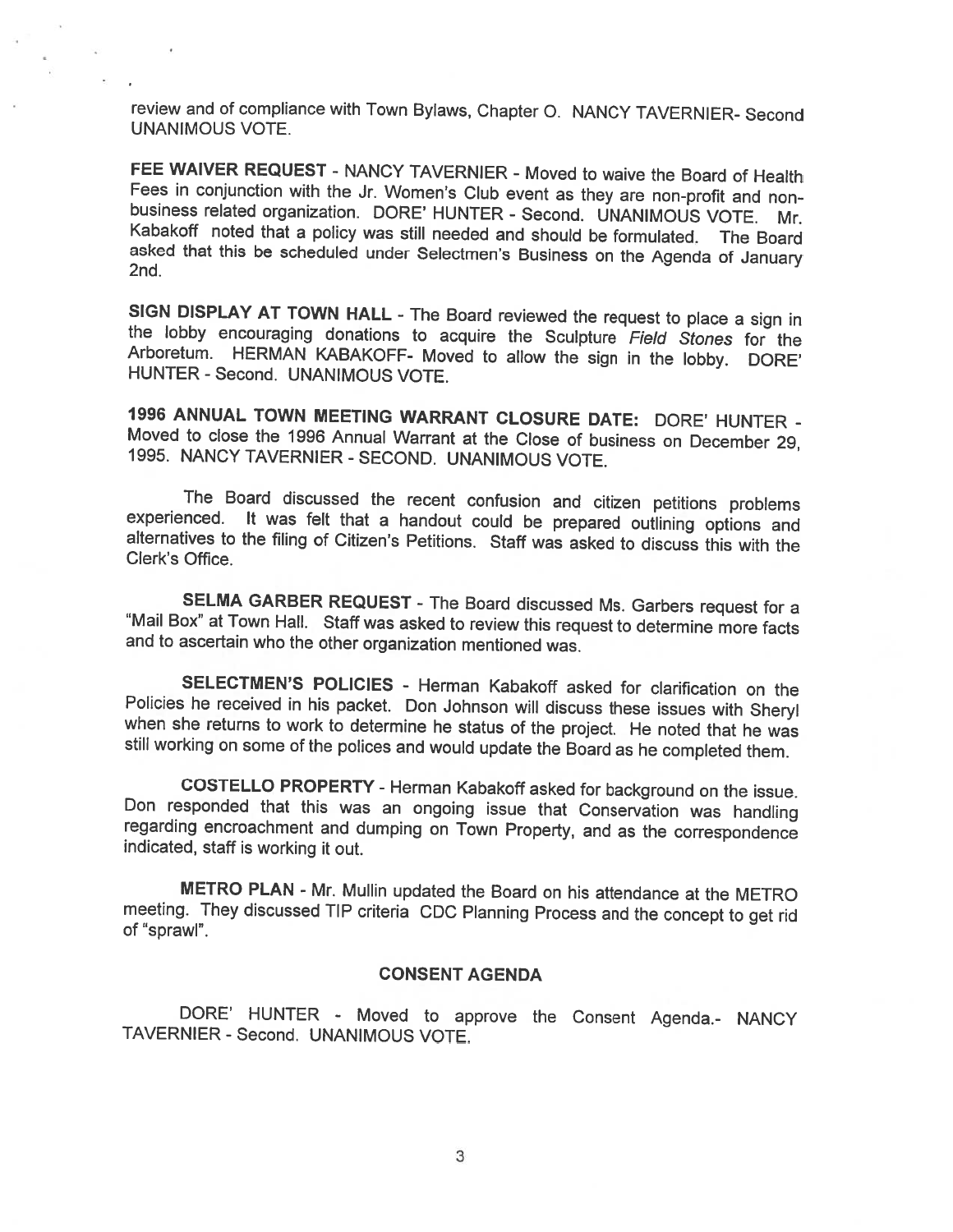review and of compliance with Town Bylaws, Chapter O. NANCY TAVERNIER- Second UNANIMOUS VOTE.

**FEE WAIVER REQUEST** - NANCY TAVERNIER - Moved to waive the Board of Health Fees in conjunction with the Jr. Women's Club event as they are non-profit and non-business related organization. DORE' HUNTER - Second. UNANIMOUS VOTE. Mr. Kabakoff noted that a policy was still needed and should be formulated. The Board asked that this be scheduled under Selectmen's Business on the Agenda of January 2nd.

**SIGN DISPLAY AT TOWN HALL** - The Board reviewed the request to place a sign in the lobby encouraging donations to acquire the Sculpture *Field Stones* for the Arboretum. HERMAN KABAKOFF- Moved to allow the sign in the lobby. DORE' HUNTER - Second. UNANIMOUS VOTE.

**1996 ANNUAL TOWN MEETING WARRANT CLOSURE DATE:** DORE' HUNTER - Moved to close the 1996 Annual Warrant at the Close of business on December 29, 1995. NANCY TAVERNIER - SECOND. UNANIMOUS VOTE.

The Board discussed the recent confusion and citizen petitions problems experienced. It was felt that a handout could be prepared outlining options and alternatives to the filing of Citizen's Petitions. Staff was asked to discuss this with the Clerk's Office.

**SELMA GARBER REQUEST** - The Board discussed Ms. Garbers request for a "Mail Box" at Town Hall. Staff was asked to review this request to determine more facts and to ascertain who the other organization mentioned was.

**SELECTMEN'S POLICIES** - Herman Kabakoff asked for clarification on the Policies he received in his packet. Don Johnson will discuss these issues with Sheryl when she returns to work to determine he status of the project. He noted that he was still working on some of the polices and would update the Board as he completed them.

**COSTELLO PROPERTY** - Herman Kabakoff asked for background on the issue. Don responded that this was an ongoing issue that Conservation was handling regarding encroachment and dumping on Town Property, and as the correspondence indicated, staff is working it out.

**METRO PLAN** - Mr. Mullin updated the Board on his attendance at the METRO meeting. They discussed TIP criteria CDC Planning Process and the concept to get rid of "sprawl".

## CONSENT AGENDA

DORE' HUNTER - Moved to approve the Consent Agenda.- NANCY TAVERNIER - Second. UNANIMOUS VOTE.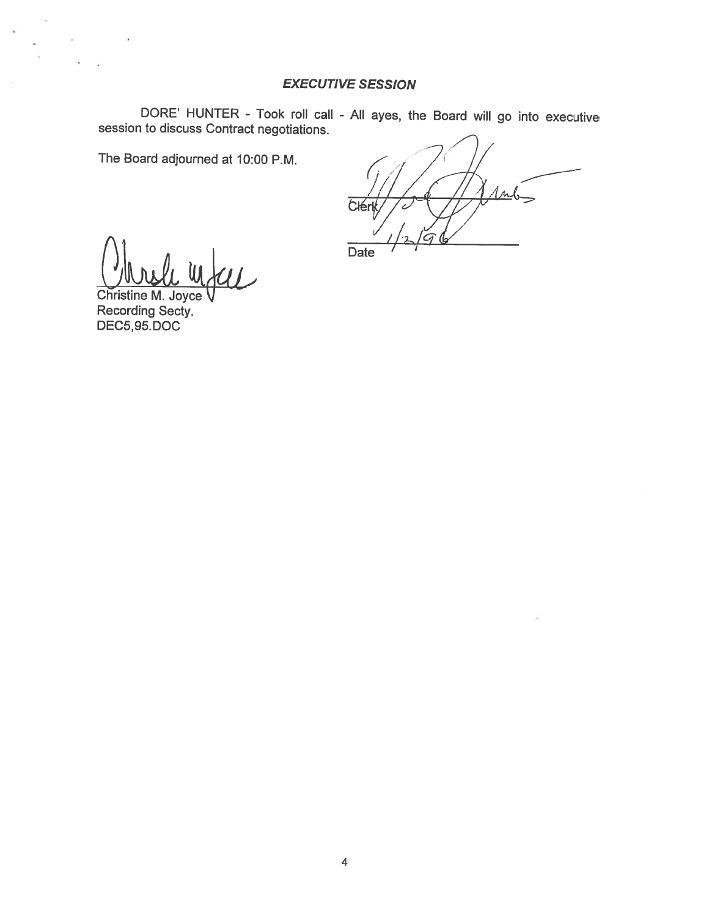## *EXECUTIVE SESSION*

DORE' HUNTER - Took roll call - All ayes, the Board will go into executive session to discuss Contract negotiations.

The Board adjourned at 10:00 P.M.

Clerk

Date 1/2/96

Christine M. Joyce
Recording Secty.
DEC5,95.DOC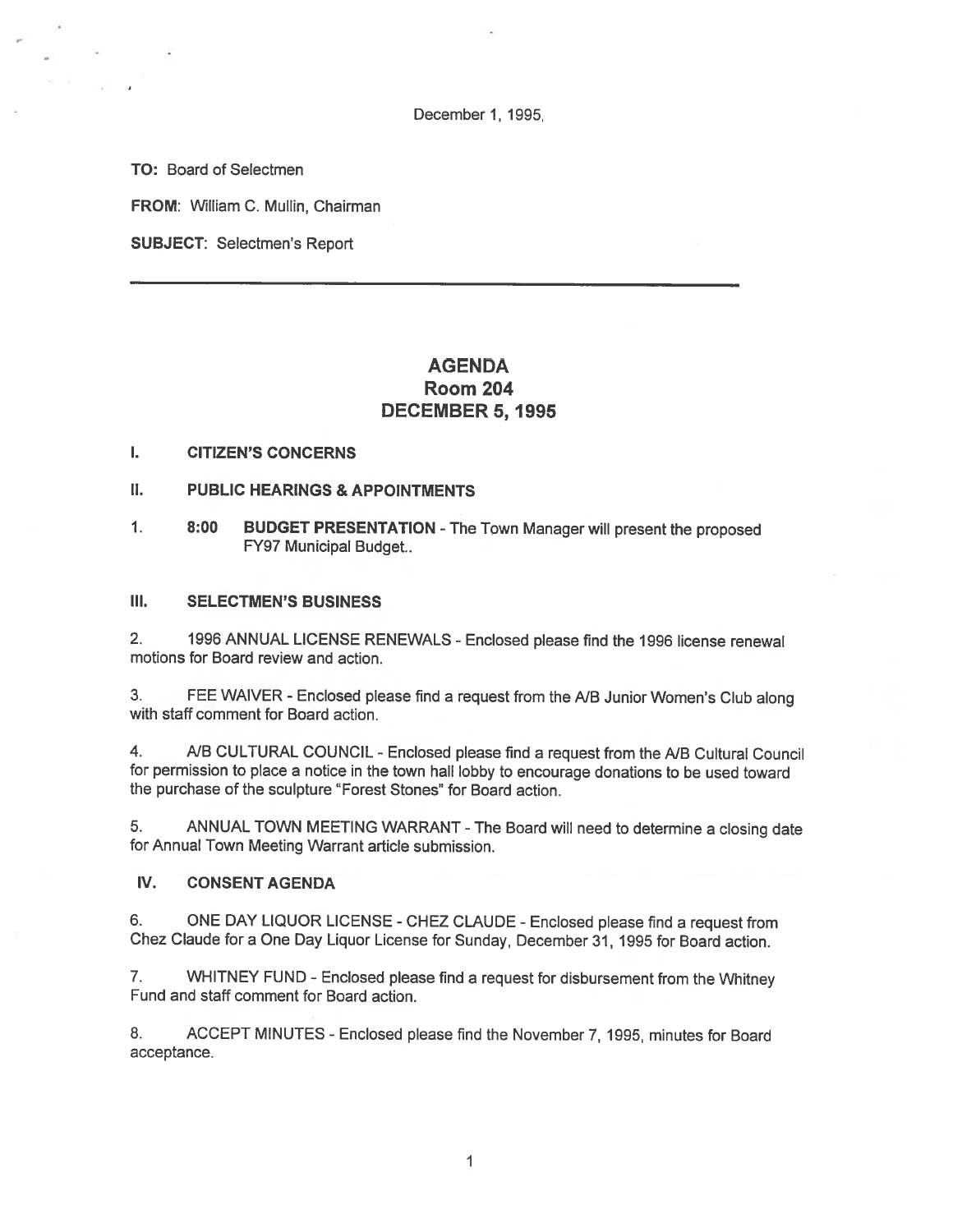December 1, 1995,

**TO:** Board of Selectmen

**FROM:** William C. Mullin, Chairman

**SUBJECT:** Selectmen's Report

---

# AGENDA
## Room 204
## DECEMBER 5, 1995

**I. CITIZEN'S CONCERNS**

**II. PUBLIC HEARINGS & APPOINTMENTS**

1. **8:00 BUDGET PRESENTATION** - The Town Manager will present the proposed FY97 Municipal Budget..

**III. SELECTMEN'S BUSINESS**

2. 1996 ANNUAL LICENSE RENEWALS - Enclosed please find the 1996 license renewal motions for Board review and action.

3. FEE WAIVER - Enclosed please find a request from the A/B Junior Women's Club along with staff comment for Board action.

4. A/B CULTURAL COUNCIL - Enclosed please find a request from the A/B Cultural Council for permission to place a notice in the town hall lobby to encourage donations to be used toward the purchase of the sculpture "Forest Stones" for Board action.

5. ANNUAL TOWN MEETING WARRANT - The Board will need to determine a closing date for Annual Town Meeting Warrant article submission.

**IV. CONSENT AGENDA**

6. ONE DAY LIQUOR LICENSE - CHEZ CLAUDE - Enclosed please find a request from Chez Claude for a One Day Liquor License for Sunday, December 31, 1995 for Board action.

7. WHITNEY FUND - Enclosed please find a request for disbursement from the Whitney Fund and staff comment for Board action.

8. ACCEPT MINUTES - Enclosed please find the November 7, 1995, minutes for Board acceptance.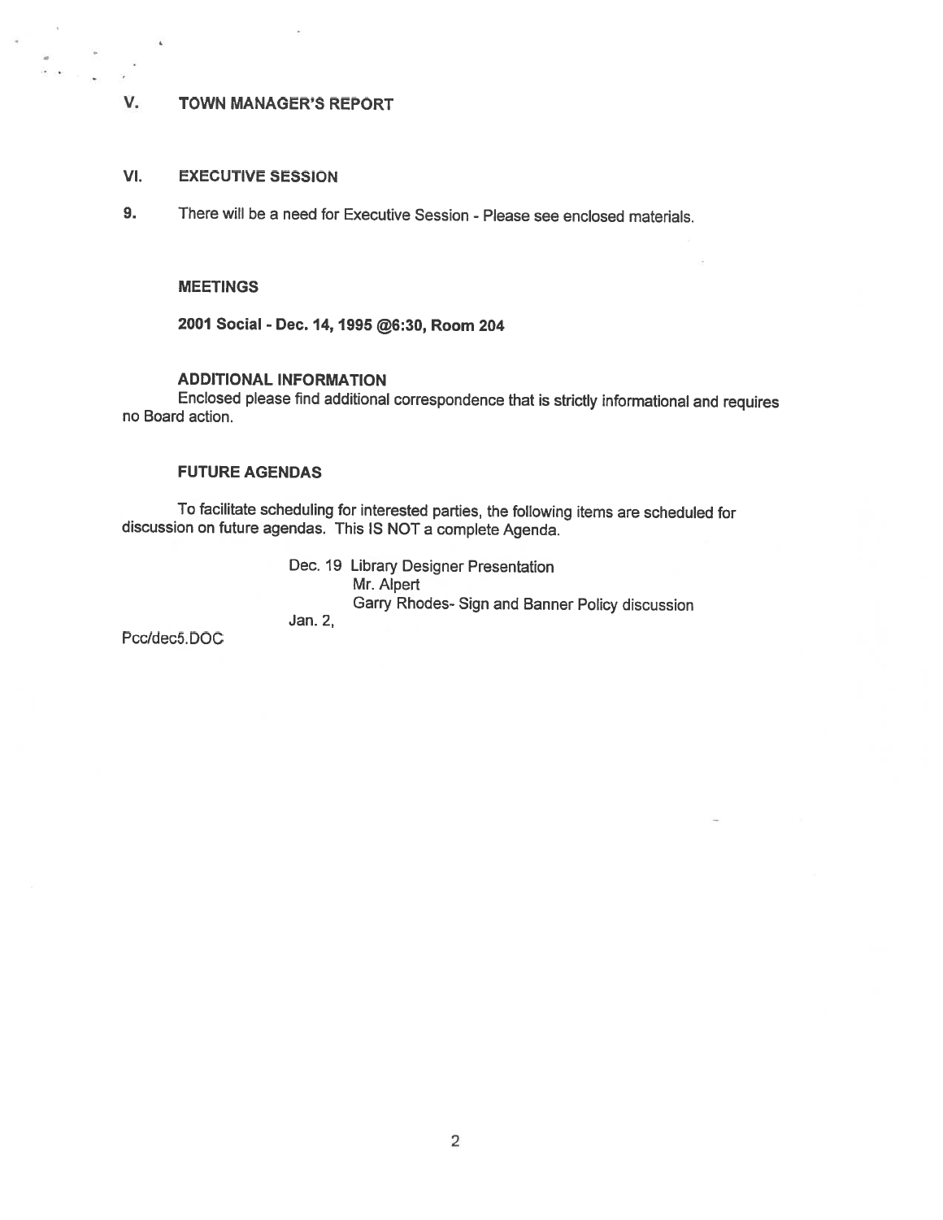## V. TOWN MANAGER'S REPORT

## VI. EXECUTIVE SESSION

**9.** There will be a need for Executive Session - Please see enclosed materials.

### MEETINGS

**2001 Social - Dec. 14, 1995 @6:30, Room 204**

### ADDITIONAL INFORMATION

Enclosed please find additional correspondence that is strictly informational and requires no Board action.

### FUTURE AGENDAS

To facilitate scheduling for interested parties, the following items are scheduled for discussion on future agendas. This IS NOT a complete Agenda.

Dec. 19 Library Designer Presentation
Mr. Alpert
Garry Rhodes- Sign and Banner Policy discussion

Jan. 2,

Pcc/dec5.DOC